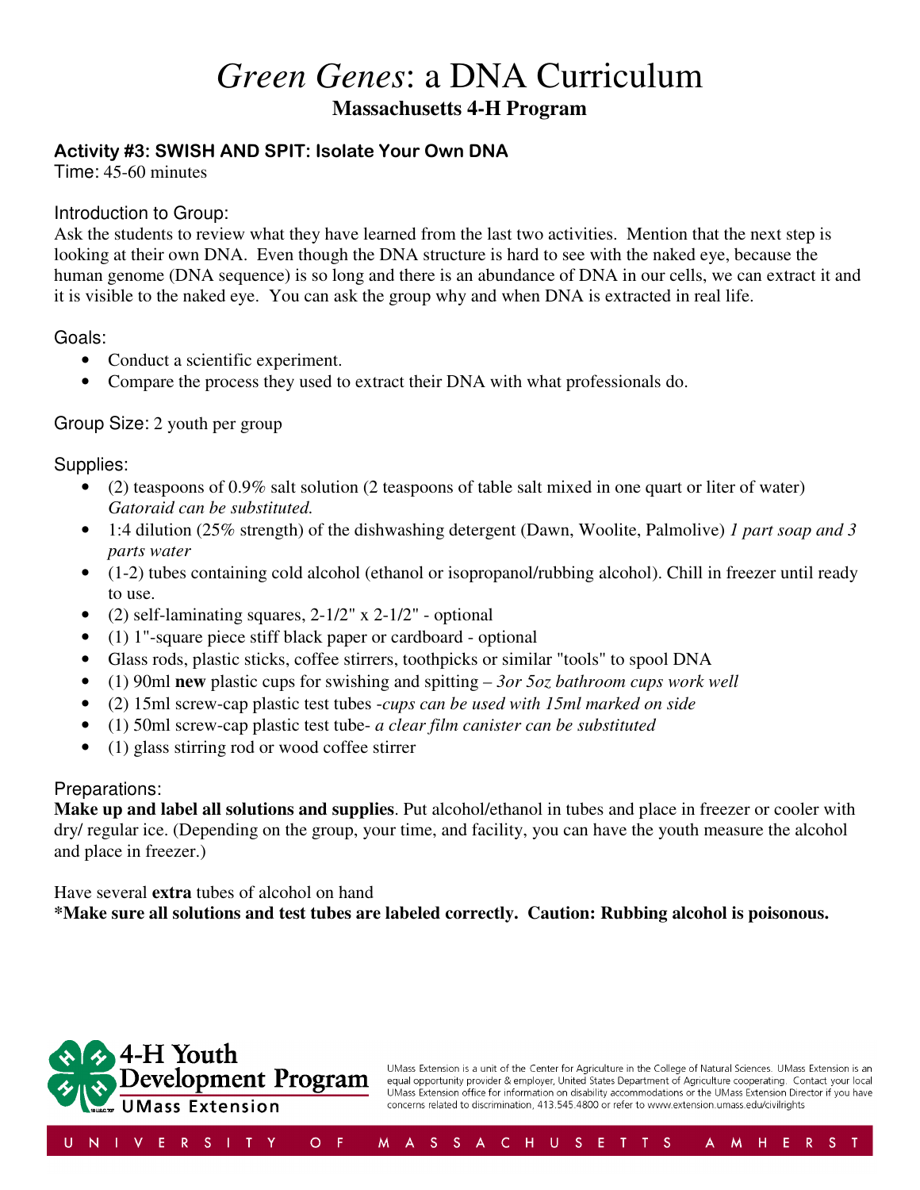# *Green Genes*: a DNA Curriculum

## Massachusetts 4-H Program

### Activity #3: SWISH AND SPIT: Isolate Your Own DNA

Time: 45-60 minutes

Introduction to Group:

Ask the students to review what they have learned from the last two activities. Mention that the next step is looking at their own DNA. Even though the DNA structure is hard to see with the naked eye, because the human genome (DNA sequence) is so long and there is an abundance of DNA in our cells, we can extract it and it is visible to the naked eye. You can ask the group why and when DNA is extracted in real life.

Goals:

- Conduct a scientific experiment.
- Compare the process they used to extract their DNA with what professionals do.

Group Size: 2 youth per group

Supplies:

- (2) teaspoons of 0.9% salt solution (2 teaspoons of table salt mixed in one quart or liter of water) *Gatoraid can be substituted.*
- 1:4 dilution (25% strength) of the dishwashing detergent (Dawn, Woolite, Palmolive) *1 part soap and 3 parts water*
- (1-2) tubes containing cold alcohol (ethanol or isopropanol/rubbing alcohol). Chill in freezer until ready to use.
- (2) self-laminating squares, 2-1/2" x 2-1/2" - optional
- (1) 1"-square piece stiff black paper or cardboard - optional
- Glass rods, plastic sticks, coffee stirrers, toothpicks or similar "tools" to spool DNA
- (1) 90ml **new** plastic cups for swishing and spitting – *3or 5oz bathroom cups work well*
- (2) 15ml screw-cap plastic test tubes *-cups can be used with 15ml marked on side*
- (1) 50ml screw-cap plastic test tube- *a clear film canister can be substituted*
- (1) glass stirring rod or wood coffee stirrer

Preparations:

**Make up and label all solutions and supplies**. Put alcohol/ethanol in tubes and place in freezer or cooler with dry/ regular ice. (Depending on the group, your time, and facility, you can have the youth measure the alcohol and place in freezer.)

Have several **extra** tubes of alcohol on hand

**\*Make sure all solutions and test tubes are labeled correctly. Caution: Rubbing alcohol is poisonous.**

4-H Youth Development Program
UMass Extension

UMass Extension is a unit of the Center for Agriculture in the College of Natural Sciences. UMass Extension is an equal opportunity provider & employer, United States Department of Agriculture cooperating. Contact your local UMass Extension office for information on disability accommodations or the UMass Extension Director if you have concerns related to discrimination, 413.545.4800 or refer to www.extension.umass.edu/civilrights

UNIVERSITY OF MASSACHUSETTS AMHERST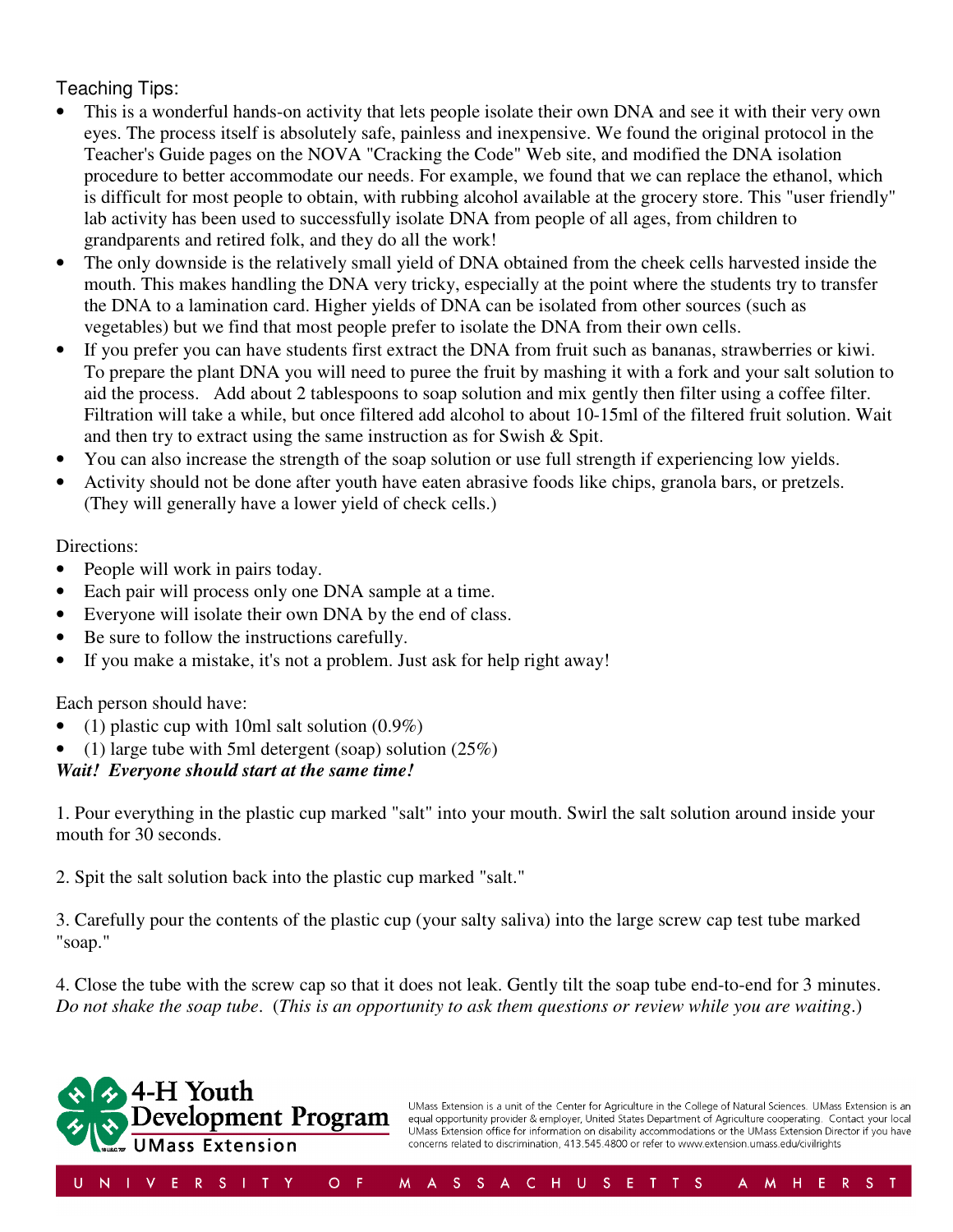Teaching Tips:

- This is a wonderful hands-on activity that lets people isolate their own DNA and see it with their very own eyes. The process itself is absolutely safe, painless and inexpensive. We found the original protocol in the Teacher's Guide pages on the NOVA "Cracking the Code" Web site, and modified the DNA isolation procedure to better accommodate our needs. For example, we found that we can replace the ethanol, which is difficult for most people to obtain, with rubbing alcohol available at the grocery store. This "user friendly" lab activity has been used to successfully isolate DNA from people of all ages, from children to grandparents and retired folk, and they do all the work!
- The only downside is the relatively small yield of DNA obtained from the cheek cells harvested inside the mouth. This makes handling the DNA very tricky, especially at the point where the students try to transfer the DNA to a lamination card. Higher yields of DNA can be isolated from other sources (such as vegetables) but we find that most people prefer to isolate the DNA from their own cells.
- If you prefer you can have students first extract the DNA from fruit such as bananas, strawberries or kiwi. To prepare the plant DNA you will need to puree the fruit by mashing it with a fork and your salt solution to aid the process. Add about 2 tablespoons to soap solution and mix gently then filter using a coffee filter. Filtration will take a while, but once filtered add alcohol to about 10-15ml of the filtered fruit solution. Wait and then try to extract using the same instruction as for Swish & Spit.
- You can also increase the strength of the soap solution or use full strength if experiencing low yields.
- Activity should not be done after youth have eaten abrasive foods like chips, granola bars, or pretzels. (They will generally have a lower yield of check cells.)

Directions:

- People will work in pairs today.
- Each pair will process only one DNA sample at a time.
- Everyone will isolate their own DNA by the end of class.
- Be sure to follow the instructions carefully.
- If you make a mistake, it's not a problem. Just ask for help right away!

Each person should have:

- (1) plastic cup with 10ml salt solution (0.9%)
- (1) large tube with 5ml detergent (soap) solution (25%)

***Wait! Everyone should start at the same time!***

1. Pour everything in the plastic cup marked "salt" into your mouth. Swirl the salt solution around inside your mouth for 30 seconds.

2. Spit the salt solution back into the plastic cup marked "salt."

3. Carefully pour the contents of the plastic cup (your salty saliva) into the large screw cap test tube marked "soap."

4. Close the tube with the screw cap so that it does not leak. Gently tilt the soap tube end-to-end for 3 minutes. *Do not shake the soap tube*. (*This is an opportunity to ask them questions or review while you are waiting*.)

4-H Youth Development Program UMass Extension

UMass Extension is a unit of the Center for Agriculture in the College of Natural Sciences. UMass Extension is an equal opportunity provider & employer, United States Department of Agriculture cooperating. Contact your local UMass Extension office for information on disability accommodations or the UMass Extension Director if you have concerns related to discrimination, 413.545.4800 or refer to www.extension.umass.edu/civilrights

UNIVERSITY OF MASSACHUSETTS AMHERST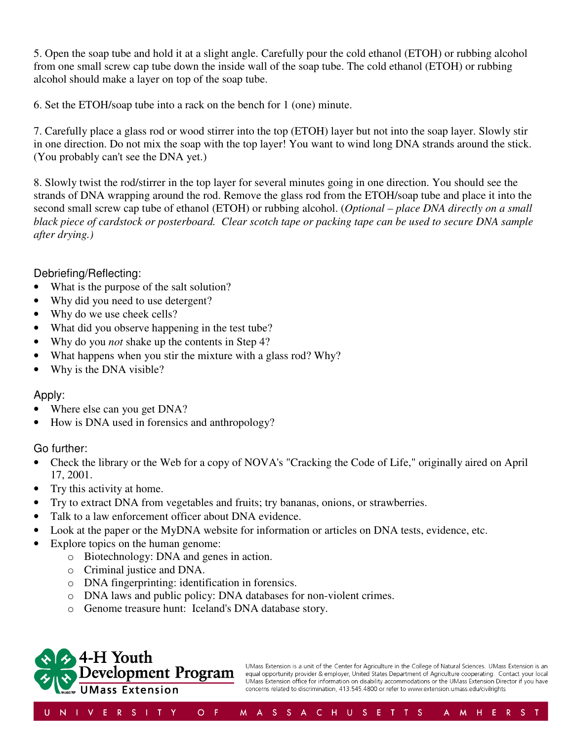5. Open the soap tube and hold it at a slight angle. Carefully pour the cold ethanol (ETOH) or rubbing alcohol from one small screw cap tube down the inside wall of the soap tube. The cold ethanol (ETOH) or rubbing alcohol should make a layer on top of the soap tube.

6. Set the ETOH/soap tube into a rack on the bench for 1 (one) minute.

7. Carefully place a glass rod or wood stirrer into the top (ETOH) layer but not into the soap layer. Slowly stir in one direction. Do not mix the soap with the top layer! You want to wind long DNA strands around the stick. (You probably can't see the DNA yet.)

8. Slowly twist the rod/stirrer in the top layer for several minutes going in one direction. You should see the strands of DNA wrapping around the rod. Remove the glass rod from the ETOH/soap tube and place it into the second small screw cap tube of ethanol (ETOH) or rubbing alcohol. (*Optional – place DNA directly on a small black piece of cardstock or posterboard. Clear scotch tape or packing tape can be used to secure DNA sample after drying.)*

## Debriefing/Reflecting:

- What is the purpose of the salt solution?
- Why did you need to use detergent?
- Why do we use cheek cells?
- What did you observe happening in the test tube?
- Why do you *not* shake up the contents in Step 4?
- What happens when you stir the mixture with a glass rod? Why?
- Why is the DNA visible?

## Apply:

- Where else can you get DNA?
- How is DNA used in forensics and anthropology?

## Go further:

- Check the library or the Web for a copy of NOVA's "Cracking the Code of Life," originally aired on April 17, 2001.
- Try this activity at home.
- Try to extract DNA from vegetables and fruits; try bananas, onions, or strawberries.
- Talk to a law enforcement officer about DNA evidence.
- Look at the paper or the MyDNA website for information or articles on DNA tests, evidence, etc.
- Explore topics on the human genome:
  - Biotechnology: DNA and genes in action.
  - Criminal justice and DNA.
  - DNA fingerprinting: identification in forensics.
  - DNA laws and public policy: DNA databases for non-violent crimes.
  - Genome treasure hunt: Iceland's DNA database story.

4-H Youth Development Program
UMass Extension

UMass Extension is a unit of the Center for Agriculture in the College of Natural Sciences. UMass Extension is an equal opportunity provider & employer, United States Department of Agriculture cooperating. Contact your local UMass Extension office for information on disability accommodations or the UMass Extension Director if you have concerns related to discrimination, 413.545.4800 or refer to www.extension.umass.edu/civilrights

UNIVERSITY OF MASSACHUSETTS AMHERST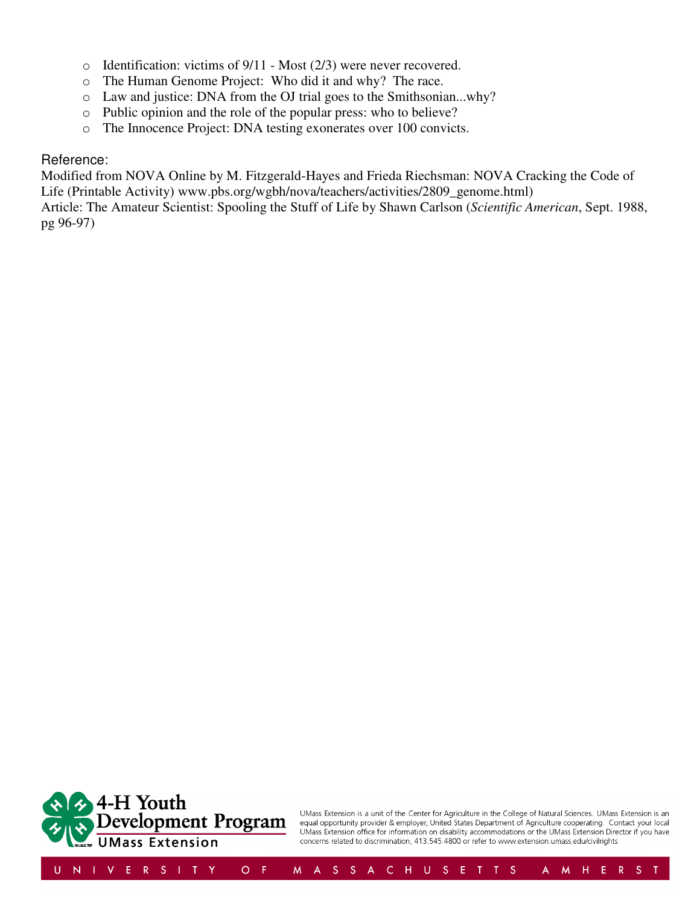- Identification: victims of 9/11 - Most (2/3) were never recovered.
- The Human Genome Project: Who did it and why? The race.
- Law and justice: DNA from the OJ trial goes to the Smithsonian...why?
- Public opinion and the role of the popular press: who to believe?
- The Innocence Project: DNA testing exonerates over 100 convicts.

Reference:

Modified from NOVA Online by M. Fitzgerald-Hayes and Frieda Riechsman: NOVA Cracking the Code of Life (Printable Activity) www.pbs.org/wgbh/nova/teachers/activities/2809_genome.html)
Article: The Amateur Scientist: Spooling the Stuff of Life by Shawn Carlson (*Scientific American*, Sept. 1988, pg 96-97)

4-H Youth Development Program
UMass Extension

UMass Extension is a unit of the Center for Agriculture in the College of Natural Sciences. UMass Extension is an equal opportunity provider & employer, United States Department of Agriculture cooperating. Contact your local UMass Extension office for information on disability accommodations or the UMass Extension Director if you have concerns related to discrimination, 413.545.4800 or refer to www.extension.umass.edu/civilrights

UNIVERSITY OF MASSACHUSETTS AMHERST